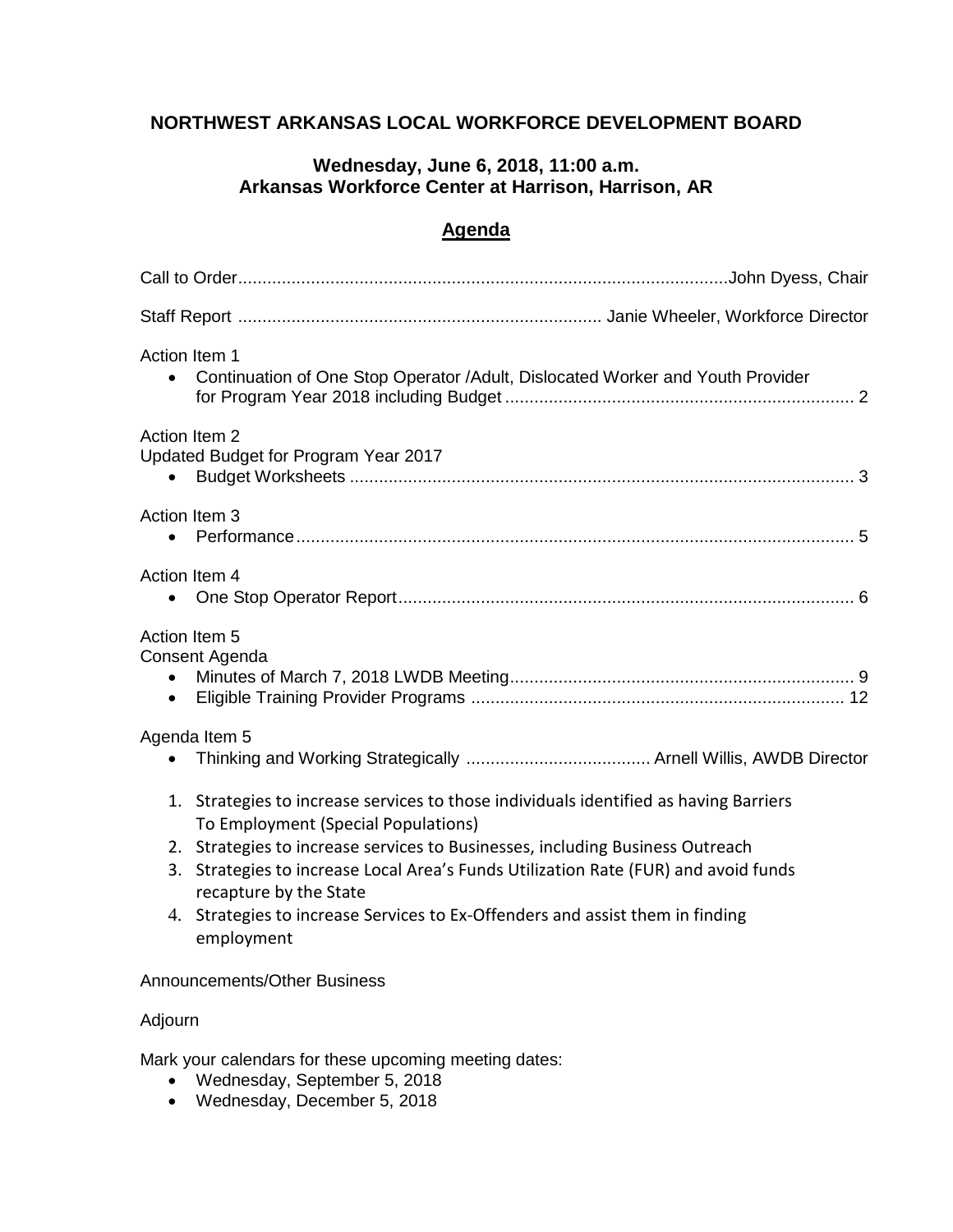# NORTHWEST ARKANSAS LOCAL WORKFORCE DEVELOPMENT BOARD

## Wednesday, June 6, 2018, 11:00 a.m.
## Arkansas Workforce Center at Harrison, Harrison, AR

## Agenda

Call to Order....................................................................................................John Dyess, Chair

Staff Report .......................................................................... Janie Wheeler, Workforce Director

Action Item 1
- Continuation of One Stop Operator /Adult, Dislocated Worker and Youth Provider for Program Year 2018 including Budget ....................................................................... 2

Action Item 2
Updated Budget for Program Year 2017
- Budget Worksheets ...................................................................................................... 3

Action Item 3
- Performance................................................................................................................. 5

Action Item 4
- One Stop Operator Report............................................................................................ 6

Action Item 5
Consent Agenda
- Minutes of March 7, 2018 LWDB Meeting..................................................................... 9
- Eligible Training Provider Programs ........................................................................... 12

Agenda Item 5
- Thinking and Working Strategically ..................................... Arnell Willis, AWDB Director

1. Strategies to increase services to those individuals identified as having Barriers To Employment (Special Populations)
2. Strategies to increase services to Businesses, including Business Outreach
3. Strategies to increase Local Area's Funds Utilization Rate (FUR) and avoid funds recapture by the State
4. Strategies to increase Services to Ex-Offenders and assist them in finding employment

Announcements/Other Business

Adjourn

Mark your calendars for these upcoming meeting dates:
- Wednesday, September 5, 2018
- Wednesday, December 5, 2018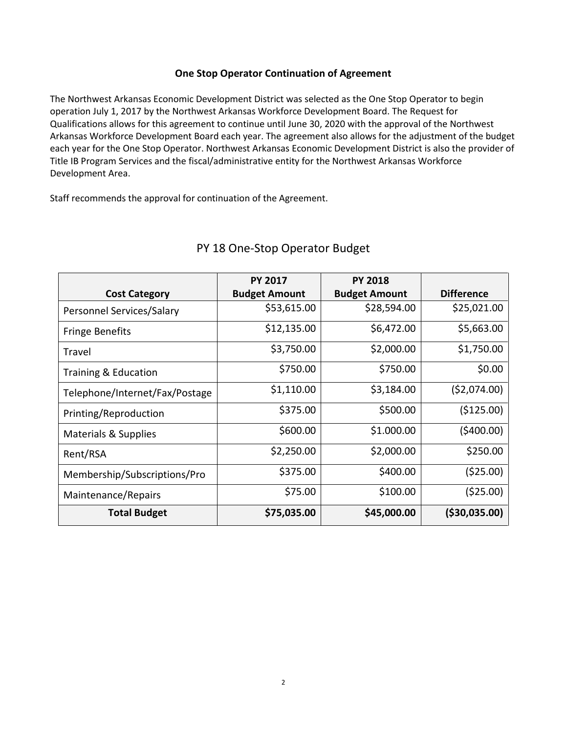## One Stop Operator Continuation of Agreement

The Northwest Arkansas Economic Development District was selected as the One Stop Operator to begin operation July 1, 2017 by the Northwest Arkansas Workforce Development Board. The Request for Qualifications allows for this agreement to continue until June 30, 2020 with the approval of the Northwest Arkansas Workforce Development Board each year. The agreement also allows for the adjustment of the budget each year for the One Stop Operator. Northwest Arkansas Economic Development District is also the provider of Title IB Program Services and the fiscal/administrative entity for the Northwest Arkansas Workforce Development Area.

Staff recommends the approval for continuation of the Agreement.

## PY 18 One-Stop Operator Budget

| Cost Category | PY 2017 Budget Amount | PY 2018 Budget Amount | Difference |
|---|---|---|---|
| Personnel Services/Salary | $53,615.00 | $28,594.00 | $25,021.00 |
| Fringe Benefits | $12,135.00 | $6,472.00 | $5,663.00 |
| Travel | $3,750.00 | $2,000.00 | $1,750.00 |
| Training & Education | $750.00 | $750.00 | $0.00 |
| Telephone/Internet/Fax/Postage | $1,110.00 | $3,184.00 | ($2,074.00) |
| Printing/Reproduction | $375.00 | $500.00 | ($125.00) |
| Materials & Supplies | $600.00 | $1.000.00 | ($400.00) |
| Rent/RSA | $2,250.00 | $2,000.00 | $250.00 |
| Membership/Subscriptions/Pro | $375.00 | $400.00 | ($25.00) |
| Maintenance/Repairs | $75.00 | $100.00 | ($25.00) |
| **Total Budget** | **$75,035.00** | **$45,000.00** | **($30,035.00)** |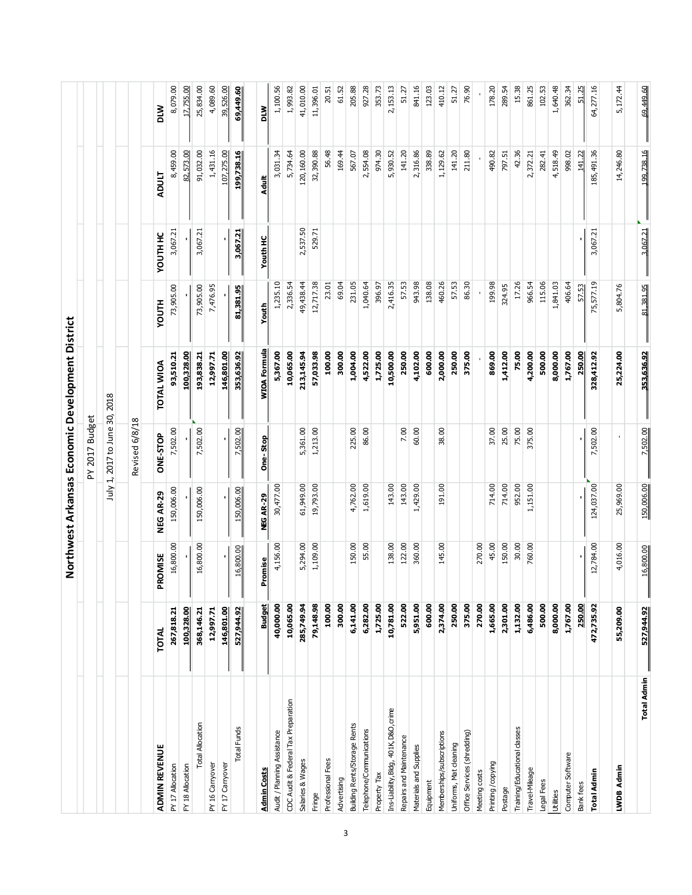# Northwest Arkansas Economic Development District

PY 2017 Budget

July 1, 2017 to June 30, 2018

Revised 6/8/18

| ADMIN REVENUE | TOTAL | PROMISE | NEG AR-29 | ONE-STOP | TOTAL WIOA | YOUTH | YOUTH HC | ADULT | DLW |
|---|---|---|---|---|---|---|---|---|---|
| PY 17 Allocation | 267,818.21 | 16,800.00 | 150,006.00 | 7,502.00 | 93,510.21 | 73,905.00 | 3,067.21 | 8,459.00 | 8,079.00 |
| FY 18 Allocation | 100,328.00 | - | - | - | 100,328.00 | - | - | 82,573.00 | 17,755.00 |
| Total Allocation | 368,146.21 | 16,800.00 | 150,006.00 | 7,502.00 | 193,838.21 | 73,905.00 | 3,067.21 | 91,032.00 | 25,834.00 |
| PY 16 Carryover | 12,997.71 | | | | 12,997.71 | 7,476.95 | | 1,431.16 | 4,089.60 |
| FY 17 Carryover | 146,801.00 | - | - | - | 146,801.00 | - | - | 107,275.00 | 39,526.00 |
| Total Funds | 527,944.92 | 16,800.00 | 150,006.00 | 7,502.00 | 353,636.92 | 81,381.95 | 3,067.21 | 199,738.16 | 69,449.60 |

| Admin Costs | Budget | Promise | NEG AR-29 | One-Stop | WIOA Formula | Youth | Youth HC | Adult | DLW |
|---|---|---|---|---|---|---|---|---|---|
| Audit / Planning Assistance | 40,000.00 | 4,156.00 | 30,477.00 | | 5,367.00 | 1,235.10 | | 3,031.34 | 1,100.56 |
| CDC Audit & Federal Tax Preparation | 10,065.00 | | | | 10,065.00 | 2,336.54 | | 5,734.64 | 1,993.82 |
| Salaries & Wages | 285,749.94 | 5,294.00 | 61,949.00 | 5,361.00 | 213,145.94 | 49,438.44 | 2,537.50 | 120,160.00 | 41,010.00 |
| Fringe | 79,148.98 | 1,109.00 | 19,793.00 | 1,213.00 | 57,033.98 | 12,717.38 | 529.71 | 32,390.88 | 11,396.01 |
| Professional Fees | 100.00 | | | | 100.00 | 23.01 | | 56.48 | 20.51 |
| Advertising | 300.00 | | | | 300.00 | 69.04 | | 169.44 | 61.52 |
| Building Rents/Storage Rents | 6,141.00 | 150.00 | 4,762.00 | 225.00 | 1,004.00 | 231.05 | | 567.07 | 205.88 |
| Telephone/Communications | 6,282.00 | 55.00 | 1,619.00 | 86.00 | 4,522.00 | 1,040.64 | | 2,554.08 | 927.28 |
| Property Tax | 1,725.00 | | | | 1,725.00 | 396.97 | | 974.30 | 353.73 |
| Ins-Liability, Bldg, 401K, D&O, crime | 10,781.00 | 138.00 | 143.00 | | 10,500.00 | 2,416.35 | | 5,930.52 | 2,153.13 |
| Repairs and Maintenance | 522.00 | 122.00 | 143.00 | 7.00 | 250.00 | 57.53 | | 141.20 | 51.27 |
| Materials and Supplies | 5,951.00 | 360.00 | 1,429.00 | 60.00 | 4,102.00 | 943.98 | | 2,316.86 | 841.16 |
| Equipment | 600.00 | | | | 600.00 | 138.08 | | 338.89 | 123.03 |
| Memberships/subscriptions | 2,374.00 | 145.00 | 191.00 | 38.00 | 2,000.00 | 460.26 | | 1,129.62 | 410.12 |
| Uniforms, Mat cleaning | 250.00 | | | | 250.00 | 57.53 | | 141.20 | 51.27 |
| Office Services (shredding) | 375.00 | | | | 375.00 | 86.30 | | 211.80 | 76.90 |
| Meeting costs | 270.00 | 270.00 | | | - | - | | - | - |
| Printing /copying | 1,665.00 | 45.00 | 714.00 | 37.00 | 869.00 | 199.98 | | 490.82 | 178.20 |
| Postage | 2,301.00 | 150.00 | 714.00 | 25.00 | 1,412.00 | 324.95 | | 797.51 | 289.54 |
| Training/Educational classes | 1,132.00 | 30.00 | 952.00 | 75.00 | 75.00 | 17.26 | | 42.36 | 15.38 |
| Travel-Mileage | 6,486.00 | 760.00 | 1,151.00 | 375.00 | 4,200.00 | 966.54 | | 2,372.21 | 861.25 |
| Legal Fees | 500.00 | | | | 500.00 | 115.06 | | 282.41 | 102.53 |
| Utilities | 8,000.00 | | | | 8,000.00 | 1,841.03 | | 4,518.49 | 1,640.48 |
| Computer Software | 1,767.00 | | | | 1,767.00 | 406.64 | | 998.02 | 362.34 |
| Bank fees | 250.00 | - | - | - | 250.00 | 57.53 | - | 141.22 | 51.25 |
| **Total Admin** | 472,735.92 | 12,784.00 | 124,037.00 | 7,502.00 | 328,412.92 | 75,577.19 | 3,067.21 | 185,491.36 | 64,277.16 |
| **LWDB Admin** | 55,209.00 | 4,016.00 | 25,969.00 | - | 25,224.00 | 5,804.76 | | 14,246.80 | 5,172.44 |
| **Total Admin** | 527,944.92 | 16,800.00 | 150,006.00 | 7,502.00 | 353,636.92 | 81,381.95 | 3,067.21 | 199,738.16 | 69,449.60 |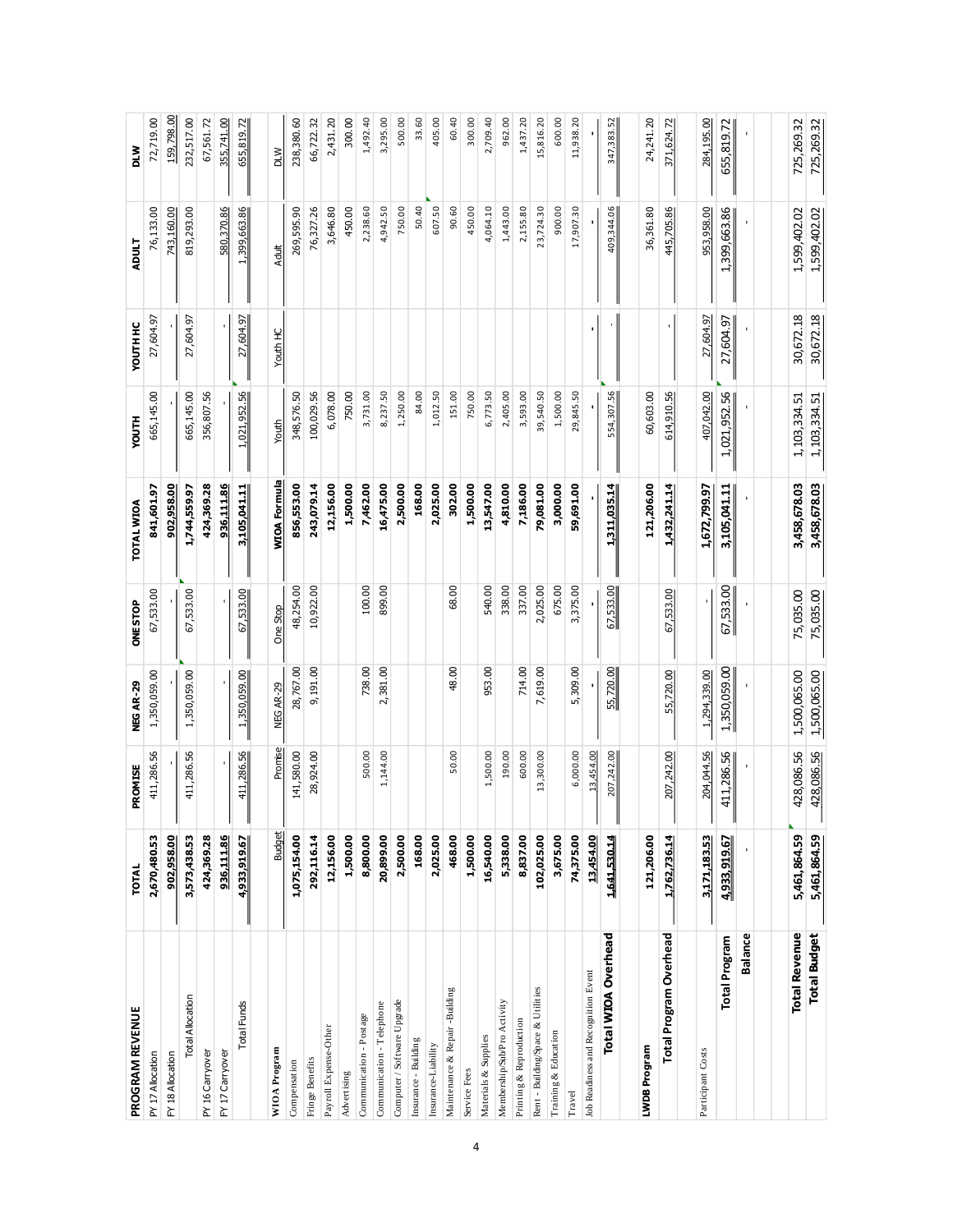| PROGRAM REVENUE | TOTAL | PROMISE | NEG AR-29 | ONE STOP | TOTAL WIOA | YOUTH | YOUTH HC | ADULT | DLW |
|---|---|---|---|---|---|---|---|---|---|
| PY 17 Allocation | 2,670,480.53 | 411,286.56 | 1,350,059.00 | 67,533.00 | 841,601.97 | 665,145.00 | 27,604.97 | 76,133.00 | 72,719.00 |
| FY 18 Allocation | 902,958.00 | - | - | - | 902,958.00 | - | - | 743,160.00 | 159,798.00 |
| Total Allocation | 3,573,438.53 | 411,286.56 | 1,350,059.00 | 67,533.00 | 1,744,559.97 | 665,145.00 | 27,604.97 | 819,293.00 | 232,517.00 |
| PY 16 Carryover | 424,369.28 | | | | 424,369.28 | 356,807.56 | | | 67,561.72 |
| FY 17 Carryover | 936,111.86 | - | - | - | 936,111.86 | - | - | 580,370.86 | 355,741.00 |
| Total Funds | 4,933,919.67 | 411,286.56 | 1,350,059.00 | 67,533.00 | 3,105,041.11 | 1,021,952.56 | 27,604.97 | 1,399,663.86 | 655,819.72 |
| | | | | | | | | | |
| WIOA Program | Budget | Promise | NEG AR-29 | One Stop | WIOA Formula | Youth | Youth HC | Adult | DLW |
| Compensation | 1,075,154.00 | 141,580.00 | 28,767.00 | 48,254.00 | 856,553.00 | 348,576.50 | | 269,595.90 | 238,380.60 |
| Fringe Benefits | 292,116.14 | 28,924.00 | 9,191.00 | 10,922.00 | 243,079.14 | 100,029.56 | | 76,327.26 | 66,722.32 |
| Payroll Expense-Other | 12,156.00 | | | | 12,156.00 | 6,078.00 | | 3,646.80 | 2,431.20 |
| Advertising | 1,500.00 | | | | 1,500.00 | 750.00 | | 450.00 | 300.00 |
| Communication - Postage | 8,800.00 | 500.00 | 738.00 | 100.00 | 7,462.00 | 3,731.00 | | 2,238.60 | 1,492.40 |
| Communication - Telephone | 20,899.00 | 1,144.00 | 2,381.00 | 899.00 | 16,475.00 | 8,237.50 | | 4,942.50 | 3,295.00 |
| Computer / Software Upgrade | 2,500.00 | | | | 2,500.00 | 1,250.00 | | 750.00 | 500.00 |
| Insurance - Building | 168.00 | | | | 168.00 | 84.00 | | 50.40 | 33.60 |
| Insurance-Liability | 2,025.00 | | | | 2,025.00 | 1,012.50 | | 607.50 | 405.00 |
| Maintenance & Repair -Building | 468.00 | 50.00 | 48.00 | 68.00 | 302.00 | 151.00 | | 90.60 | 60.40 |
| Service Fees | 1,500.00 | | | | 1,500.00 | 750.00 | | 450.00 | 300.00 |
| Materials & Supplies | 16,540.00 | 1,500.00 | 953.00 | 540.00 | 13,547.00 | 6,773.50 | | 4,064.10 | 2,709.40 |
| Membership/Sub/Pro Activity | 5,338.00 | 190.00 | | 338.00 | 4,810.00 | 2,405.00 | | 1,443.00 | 962.00 |
| Printing & Reproduction | 8,837.00 | 600.00 | 714.00 | 337.00 | 7,186.00 | 3,593.00 | | 2,155.80 | 1,437.20 |
| Rent - Building/Space & Utilities | 102,025.00 | 13,300.00 | 7,619.00 | 2,025.00 | 79,081.00 | 39,540.50 | | 23,724.30 | 15,816.20 |
| Training & Education | 3,675.00 | | | 675.00 | 3,000.00 | 1,500.00 | | 900.00 | 600.00 |
| Travel | 74,375.00 | 6,000.00 | 5,309.00 | 3,375.00 | 59,691.00 | 29,845.50 | | 17,907.30 | 11,938.20 |
| Job Readiness and Recognition Event | 13,454.00 | 13,454.00 | - | - | - | - | - | - | - |
| Total WIOA Overhead | 1,641,530.14 | 207,242.00 | 55,720.00 | 67,533.00 | 1,311,035.14 | 554,307.56 | - | 409,344.06 | 347,383.52 |
| | | | | | | | | | |
| LWDB Program | 121,206.00 | | | | 121,206.00 | 60,603.00 | | 36,361.80 | 24,241.20 |
| Total Program Overhead | 1,762,736.14 | 207,242.00 | 55,720.00 | 67,533.00 | 1,432,241.14 | 614,910.56 | - | 445,705.86 | 371,624.72 |
| | | | | | | | | | |
| Participant Costs | 3,171,183.53 | 204,044.56 | 1,294,339.00 | - | 1,672,799.97 | 407,042.00 | 27,604.97 | 953,958.00 | 284,195.00 |
| Total Program | 4,933,919.67 | 411,286.56 | 1,350,059.00 | 67,533.00 | 3,105,041.11 | 1,021,952.56 | 27,604.97 | 1,399,663.86 | 655,819.72 |
| Balance | - | - | - | - | - | - | - | - | - |
| | | | | | | | | | |
| Total Revenue | 5,461,864.59 | 428,086.56 | 1,500,065.00 | 75,035.00 | 3,458,678.03 | 1,103,334.51 | 30,672.18 | 1,599,402.02 | 725,269.32 |
| Total Budget | 5,461,864.59 | 428,086.56 | 1,500,065.00 | 75,035.00 | 3,458,678.03 | 1,103,334.51 | 30,672.18 | 1,599,402.02 | 725,269.32 |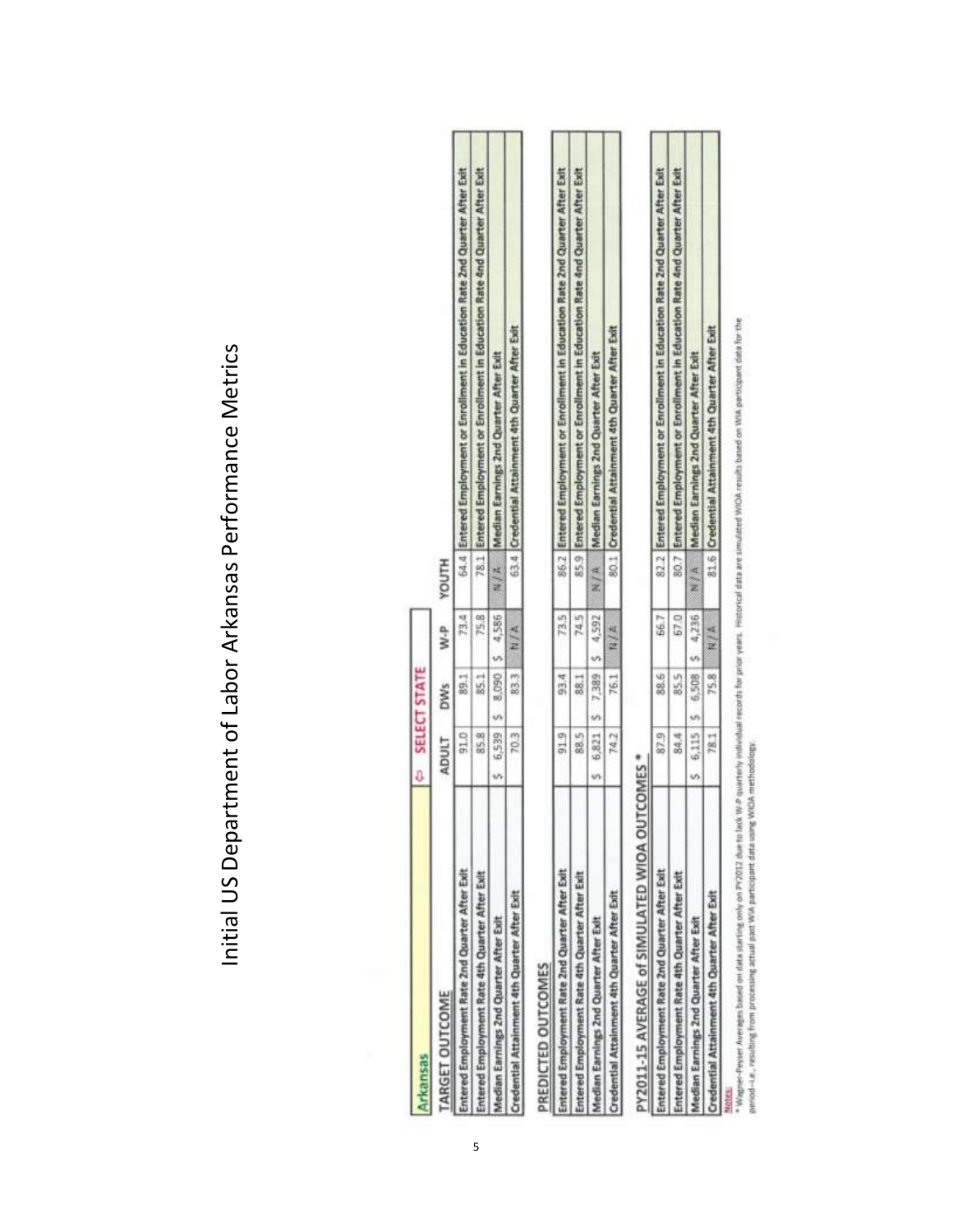# Initial US Department of Labor Arkansas Performance Metrics

| Arkansas | ⇦ SELECT STATE | | | | |
|---|---|---|---|---|---|
| **TARGET OUTCOME** | ADULT | DWs | W-P | YOUTH | |
| Entered Employment Rate 2nd Quarter After Exit | 91.0 | 89.1 | 73.4 | 64.4 | Entered Employment or Enrollment in Education Rate 2nd Quarter After Exit |
| Entered Employment Rate 4th Quarter After Exit | 85.8 | 85.1 | 75.8 | 78.1 | Entered Employment or Enrollment in Education Rate 4nd Quarter After Exit |
| Median Earnings 2nd Quarter After Exit | $ 6,539 | $ 8,090 | $ 4,586 | N/A | Median Earnings 2nd Quarter After Exit |
| Credential Attainment 4th Quarter After Exit | 70.3 | 83.3 | N/A | 63.4 | Credential Attainment 4th Quarter After Exit |

| **PREDICTED OUTCOMES** | ADULT | DWs | W-P | YOUTH | |
|---|---|---|---|---|---|
| Entered Employment Rate 2nd Quarter After Exit | 91.9 | 93.4 | 73.5 | 86.2 | Entered Employment or Enrollment in Education Rate 2nd Quarter After Exit |
| Entered Employment Rate 4th Quarter After Exit | 88.5 | 88.1 | 74.5 | 85.9 | Entered Employment or Enrollment in Education Rate 4nd Quarter After Exit |
| Median Earnings 2nd Quarter After Exit | $ 6,821 | $ 7,389 | $ 4,592 | N/A | Median Earnings 2nd Quarter After Exit |
| Credential Attainment 4th Quarter After Exit | 74.2 | 76.1 | N/A | 80.1 | Credential Attainment 4th Quarter After Exit |

| **PY2011-15 AVERAGE of SIMULATED WIOA OUTCOMES \*** | ADULT | DWs | W-P | YOUTH | |
|---|---|---|---|---|---|
| Entered Employment Rate 2nd Quarter After Exit | 87.9 | 88.6 | 66.7 | 82.2 | Entered Employment or Enrollment in Education Rate 2nd Quarter After Exit |
| Entered Employment Rate 4th Quarter After Exit | 84.4 | 85.5 | 67.0 | 80.7 | Entered Employment or Enrollment in Education Rate 4nd Quarter After Exit |
| Median Earnings 2nd Quarter After Exit | $ 6,115 | $ 6,508 | $ 4,236 | N/A | Median Earnings 2nd Quarter After Exit |
| Credential Attainment 4th Quarter After Exit | 78.1 | 75.8 | N/A | 81.6 | Credential Attainment 4th Quarter After Exit |

Notes:
\* Wagner-Peyser Averages based on data starting only on PY2012 due to lack W-P quarterly individual records for prior years. Historical data are simulated WIOA results based on WIA participant data for the period--i.e., resulting from processing actual past WIA participant data using WIOA methodology.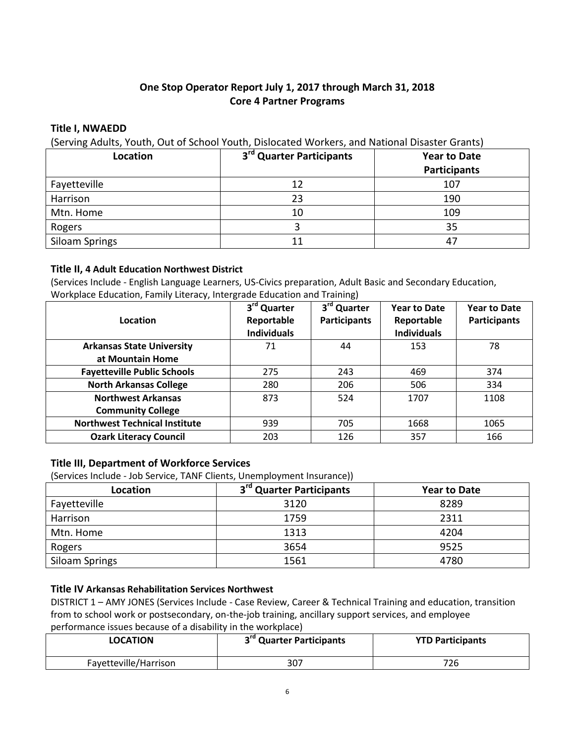## One Stop Operator Report July 1, 2017 through March 31, 2018
## Core 4 Partner Programs

### Title I, NWAEDD

(Serving Adults, Youth, Out of School Youth, Dislocated Workers, and National Disaster Grants)

| Location | 3rd Quarter Participants | Year to Date Participants |
|---|---|---|
| Fayetteville | 12 | 107 |
| Harrison | 23 | 190 |
| Mtn. Home | 10 | 109 |
| Rogers | 3 | 35 |
| Siloam Springs | 11 | 47 |

### Title II, 4 Adult Education Northwest District

(Services Include - English Language Learners, US-Civics preparation, Adult Basic and Secondary Education, Workplace Education, Family Literacy, Intergrade Education and Training)

| Location | 3rd Quarter Reportable Individuals | 3rd Quarter Participants | Year to Date Reportable Individuals | Year to Date Participants |
|---|---|---|---|---|
| **Arkansas State University at Mountain Home** | 71 | 44 | 153 | 78 |
| **Fayetteville Public Schools** | 275 | 243 | 469 | 374 |
| **North Arkansas College** | 280 | 206 | 506 | 334 |
| **Northwest Arkansas Community College** | 873 | 524 | 1707 | 1108 |
| **Northwest Technical Institute** | 939 | 705 | 1668 | 1065 |
| **Ozark Literacy Council** | 203 | 126 | 357 | 166 |

### Title III, Department of Workforce Services

(Services Include - Job Service, TANF Clients, Unemployment Insurance))

| Location | 3rd Quarter Participants | Year to Date |
|---|---|---|
| Fayetteville | 3120 | 8289 |
| Harrison | 1759 | 2311 |
| Mtn. Home | 1313 | 4204 |
| Rogers | 3654 | 9525 |
| Siloam Springs | 1561 | 4780 |

### Title IV Arkansas Rehabilitation Services Northwest

DISTRICT 1 – AMY JONES (Services Include - Case Review, Career & Technical Training and education, transition from to school work or postsecondary, on-the-job training, ancillary support services, and employee performance issues because of a disability in the workplace)

| LOCATION | 3rd Quarter Participants | YTD Participants |
|---|---|---|
| Fayetteville/Harrison | 307 | 726 |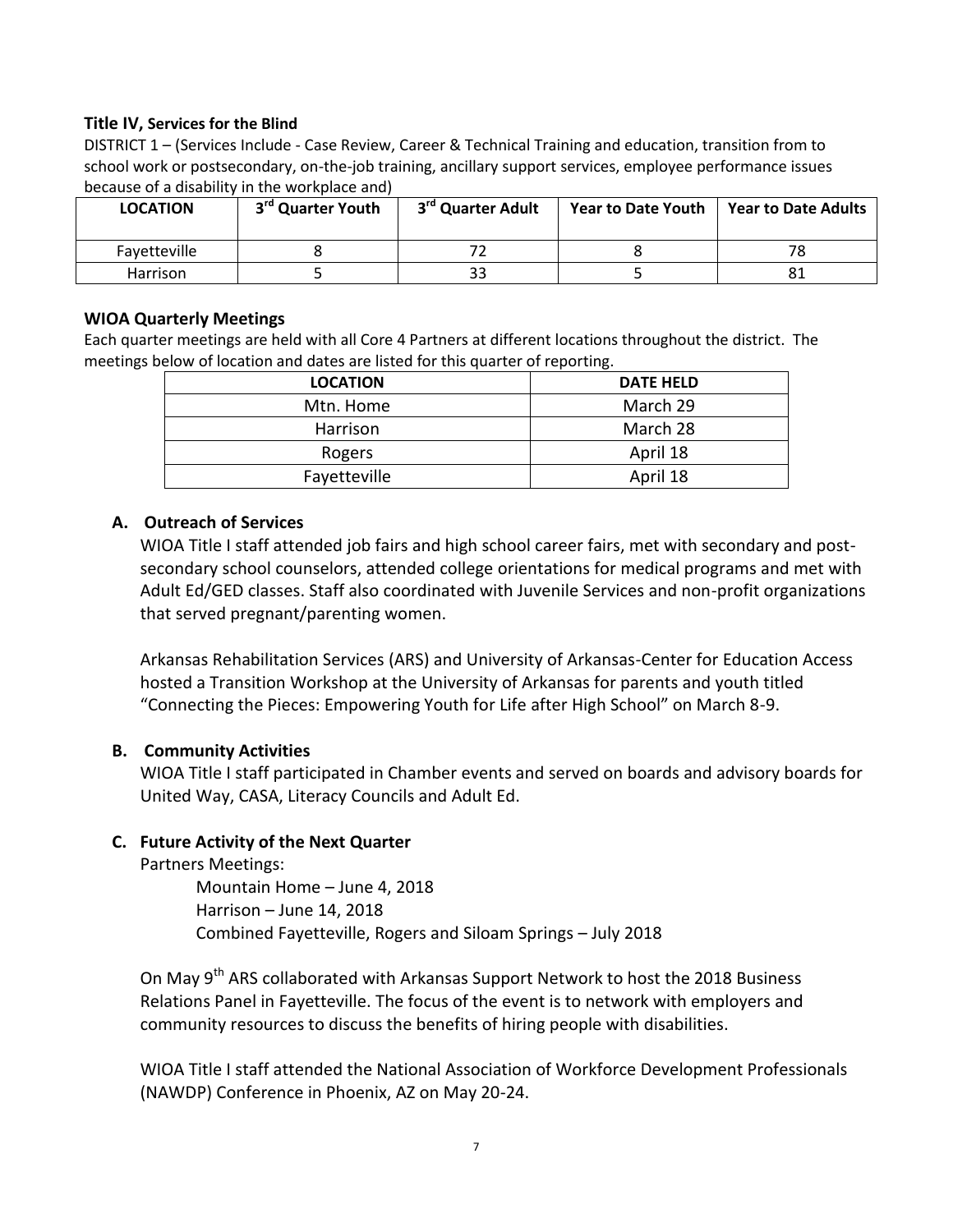**Title IV, Services for the Blind**

DISTRICT 1 – (Services Include - Case Review, Career & Technical Training and education, transition from to school work or postsecondary, on-the-job training, ancillary support services, employee performance issues because of a disability in the workplace and)

| LOCATION | 3rd Quarter Youth | 3rd Quarter Adult | Year to Date Youth | Year to Date Adults |
|---|---|---|---|---|
| Fayetteville | 8 | 72 | 8 | 78 |
| Harrison | 5 | 33 | 5 | 81 |

**WIOA Quarterly Meetings**

Each quarter meetings are held with all Core 4 Partners at different locations throughout the district. The meetings below of location and dates are listed for this quarter of reporting.

| LOCATION | DATE HELD |
|---|---|
| Mtn. Home | March 29 |
| Harrison | March 28 |
| Rogers | April 18 |
| Fayetteville | April 18 |

**A. Outreach of Services**

WIOA Title I staff attended job fairs and high school career fairs, met with secondary and post-secondary school counselors, attended college orientations for medical programs and met with Adult Ed/GED classes. Staff also coordinated with Juvenile Services and non-profit organizations that served pregnant/parenting women.

Arkansas Rehabilitation Services (ARS) and University of Arkansas-Center for Education Access hosted a Transition Workshop at the University of Arkansas for parents and youth titled "Connecting the Pieces: Empowering Youth for Life after High School" on March 8-9.

**B. Community Activities**

WIOA Title I staff participated in Chamber events and served on boards and advisory boards for United Way, CASA, Literacy Councils and Adult Ed.

**C. Future Activity of the Next Quarter**

Partners Meetings:

- Mountain Home – June 4, 2018
- Harrison – June 14, 2018
- Combined Fayetteville, Rogers and Siloam Springs – July 2018

On May 9th ARS collaborated with Arkansas Support Network to host the 2018 Business Relations Panel in Fayetteville. The focus of the event is to network with employers and community resources to discuss the benefits of hiring people with disabilities.

WIOA Title I staff attended the National Association of Workforce Development Professionals (NAWDP) Conference in Phoenix, AZ on May 20-24.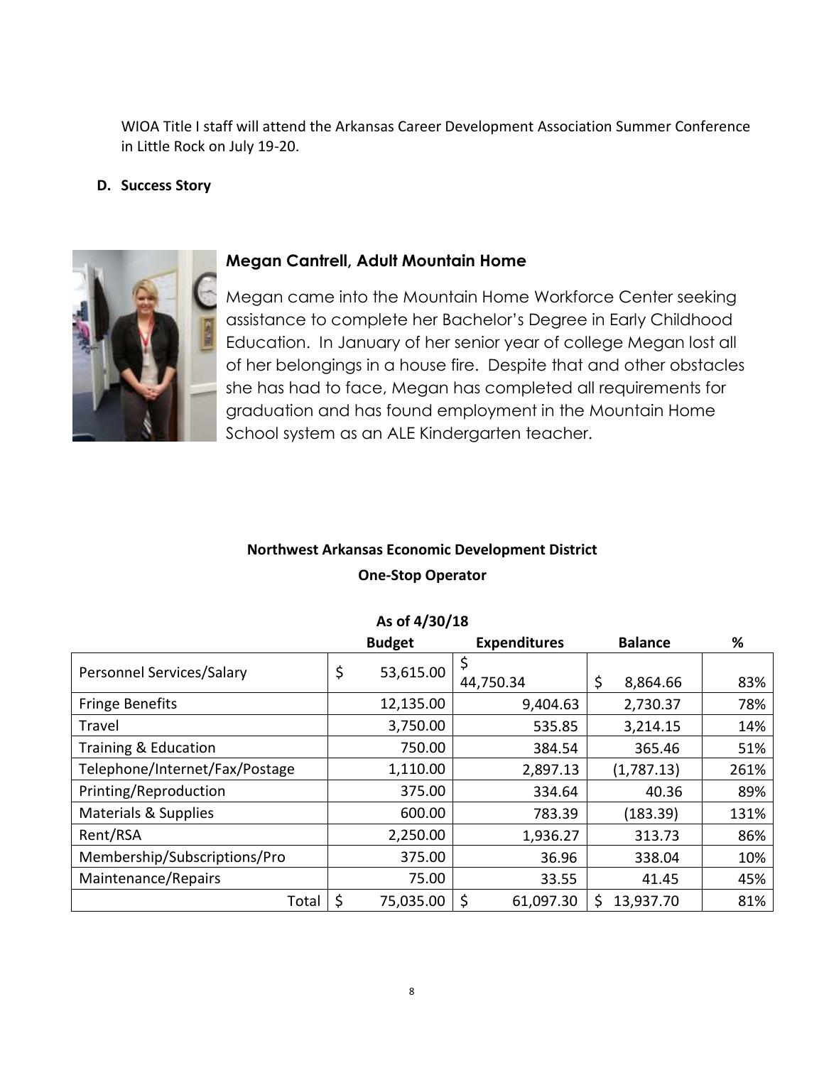WIOA Title I staff will attend the Arkansas Career Development Association Summer Conference in Little Rock on July 19-20.

**D. Success Story**

### Megan Cantrell, Adult Mountain Home

Megan came into the Mountain Home Workforce Center seeking assistance to complete her Bachelor's Degree in Early Childhood Education. In January of her senior year of college Megan lost all of her belongings in a house fire. Despite that and other obstacles she has had to face, Megan has completed all requirements for graduation and has found employment in the Mountain Home School system as an ALE Kindergarten teacher.

**Northwest Arkansas Economic Development District**

**One-Stop Operator**

**As of 4/30/18**

| | Budget | Expenditures | Balance | % |
|---|---|---|---|---|
| Personnel Services/Salary | $ 53,615.00 | $ 44,750.34 | $ 8,864.66 | 83% |
| Fringe Benefits | 12,135.00 | 9,404.63 | 2,730.37 | 78% |
| Travel | 3,750.00 | 535.85 | 3,214.15 | 14% |
| Training & Education | 750.00 | 384.54 | 365.46 | 51% |
| Telephone/Internet/Fax/Postage | 1,110.00 | 2,897.13 | (1,787.13) | 261% |
| Printing/Reproduction | 375.00 | 334.64 | 40.36 | 89% |
| Materials & Supplies | 600.00 | 783.39 | (183.39) | 131% |
| Rent/RSA | 2,250.00 | 1,936.27 | 313.73 | 86% |
| Membership/Subscriptions/Pro | 375.00 | 36.96 | 338.04 | 10% |
| Maintenance/Repairs | 75.00 | 33.55 | 41.45 | 45% |
| Total | $ 75,035.00 | $ 61,097.30 | $ 13,937.70 | 81% |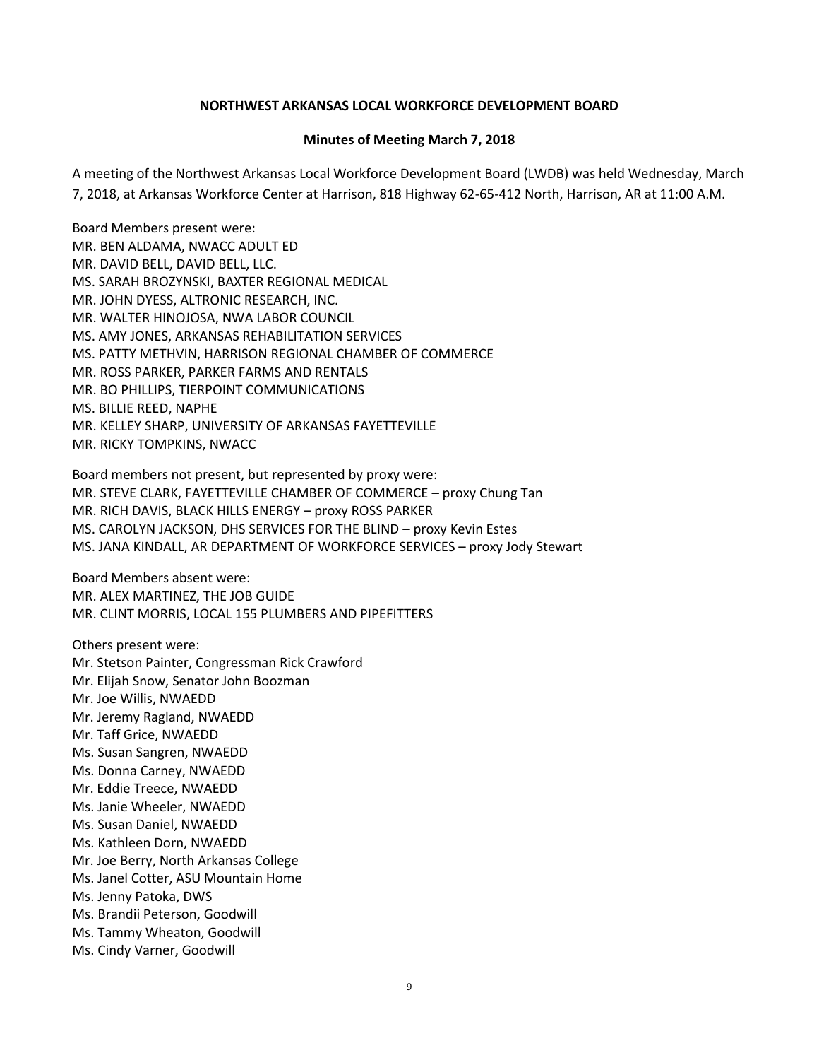**NORTHWEST ARKANSAS LOCAL WORKFORCE DEVELOPMENT BOARD**

**Minutes of Meeting March 7, 2018**

A meeting of the Northwest Arkansas Local Workforce Development Board (LWDB) was held Wednesday, March 7, 2018, at Arkansas Workforce Center at Harrison, 818 Highway 62-65-412 North, Harrison, AR at 11:00 A.M.

Board Members present were:
MR. BEN ALDAMA, NWACC ADULT ED
MR. DAVID BELL, DAVID BELL, LLC.
MS. SARAH BROZYNSKI, BAXTER REGIONAL MEDICAL
MR. JOHN DYESS, ALTRONIC RESEARCH, INC.
MR. WALTER HINOJOSA, NWA LABOR COUNCIL
MS. AMY JONES, ARKANSAS REHABILITATION SERVICES
MS. PATTY METHVIN, HARRISON REGIONAL CHAMBER OF COMMERCE
MR. ROSS PARKER, PARKER FARMS AND RENTALS
MR. BO PHILLIPS, TIERPOINT COMMUNICATIONS
MS. BILLIE REED, NAPHE
MR. KELLEY SHARP, UNIVERSITY OF ARKANSAS FAYETTEVILLE
MR. RICKY TOMPKINS, NWACC

Board members not present, but represented by proxy were:
MR. STEVE CLARK, FAYETTEVILLE CHAMBER OF COMMERCE – proxy Chung Tan
MR. RICH DAVIS, BLACK HILLS ENERGY – proxy ROSS PARKER
MS. CAROLYN JACKSON, DHS SERVICES FOR THE BLIND – proxy Kevin Estes
MS. JANA KINDALL, AR DEPARTMENT OF WORKFORCE SERVICES – proxy Jody Stewart

Board Members absent were:
MR. ALEX MARTINEZ, THE JOB GUIDE
MR. CLINT MORRIS, LOCAL 155 PLUMBERS AND PIPEFITTERS

Others present were:
Mr. Stetson Painter, Congressman Rick Crawford
Mr. Elijah Snow, Senator John Boozman
Mr. Joe Willis, NWAEDD
Mr. Jeremy Ragland, NWAEDD
Mr. Taff Grice, NWAEDD
Ms. Susan Sangren, NWAEDD
Ms. Donna Carney, NWAEDD
Mr. Eddie Treece, NWAEDD
Ms. Janie Wheeler, NWAEDD
Ms. Susan Daniel, NWAEDD
Ms. Kathleen Dorn, NWAEDD
Mr. Joe Berry, North Arkansas College
Ms. Janel Cotter, ASU Mountain Home
Ms. Jenny Patoka, DWS
Ms. Brandii Peterson, Goodwill
Ms. Tammy Wheaton, Goodwill
Ms. Cindy Varner, Goodwill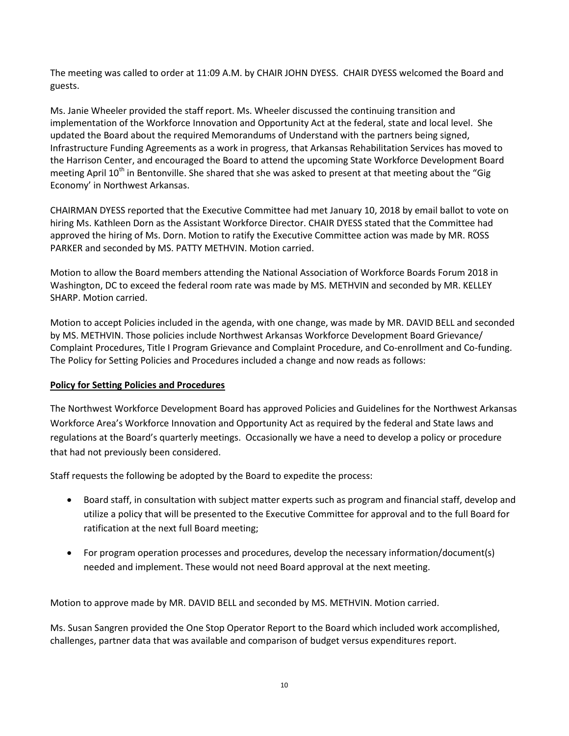The meeting was called to order at 11:09 A.M. by CHAIR JOHN DYESS. CHAIR DYESS welcomed the Board and guests.

Ms. Janie Wheeler provided the staff report. Ms. Wheeler discussed the continuing transition and implementation of the Workforce Innovation and Opportunity Act at the federal, state and local level. She updated the Board about the required Memorandums of Understand with the partners being signed, Infrastructure Funding Agreements as a work in progress, that Arkansas Rehabilitation Services has moved to the Harrison Center, and encouraged the Board to attend the upcoming State Workforce Development Board meeting April 10th in Bentonville. She shared that she was asked to present at that meeting about the "Gig Economy' in Northwest Arkansas.

CHAIRMAN DYESS reported that the Executive Committee had met January 10, 2018 by email ballot to vote on hiring Ms. Kathleen Dorn as the Assistant Workforce Director. CHAIR DYESS stated that the Committee had approved the hiring of Ms. Dorn. Motion to ratify the Executive Committee action was made by MR. ROSS PARKER and seconded by MS. PATTY METHVIN. Motion carried.

Motion to allow the Board members attending the National Association of Workforce Boards Forum 2018 in Washington, DC to exceed the federal room rate was made by MS. METHVIN and seconded by MR. KELLEY SHARP. Motion carried.

Motion to accept Policies included in the agenda, with one change, was made by MR. DAVID BELL and seconded by MS. METHVIN. Those policies include Northwest Arkansas Workforce Development Board Grievance/ Complaint Procedures, Title I Program Grievance and Complaint Procedure, and Co-enrollment and Co-funding. The Policy for Setting Policies and Procedures included a change and now reads as follows:

**Policy for Setting Policies and Procedures**

The Northwest Workforce Development Board has approved Policies and Guidelines for the Northwest Arkansas Workforce Area's Workforce Innovation and Opportunity Act as required by the federal and State laws and regulations at the Board's quarterly meetings. Occasionally we have a need to develop a policy or procedure that had not previously been considered.

Staff requests the following be adopted by the Board to expedite the process:

- Board staff, in consultation with subject matter experts such as program and financial staff, develop and utilize a policy that will be presented to the Executive Committee for approval and to the full Board for ratification at the next full Board meeting;
- For program operation processes and procedures, develop the necessary information/document(s) needed and implement. These would not need Board approval at the next meeting.

Motion to approve made by MR. DAVID BELL and seconded by MS. METHVIN. Motion carried.

Ms. Susan Sangren provided the One Stop Operator Report to the Board which included work accomplished, challenges, partner data that was available and comparison of budget versus expenditures report.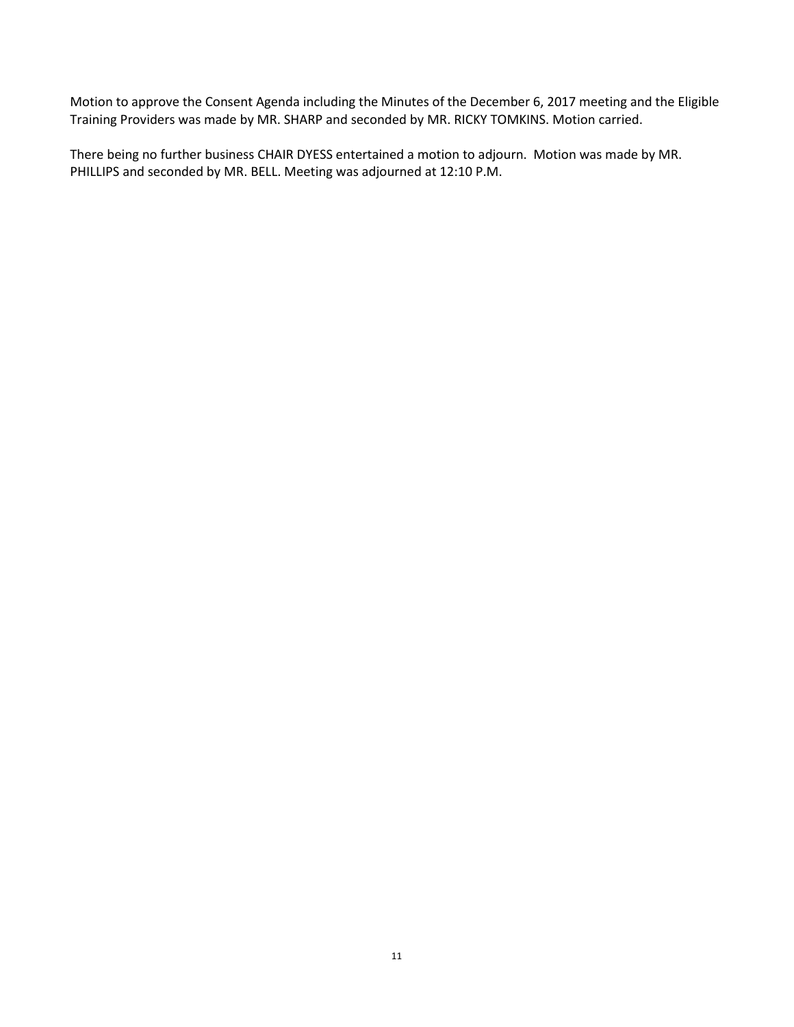Motion to approve the Consent Agenda including the Minutes of the December 6, 2017 meeting and the Eligible Training Providers was made by MR. SHARP and seconded by MR. RICKY TOMKINS. Motion carried.

There being no further business CHAIR DYESS entertained a motion to adjourn. Motion was made by MR. PHILLIPS and seconded by MR. BELL. Meeting was adjourned at 12:10 P.M.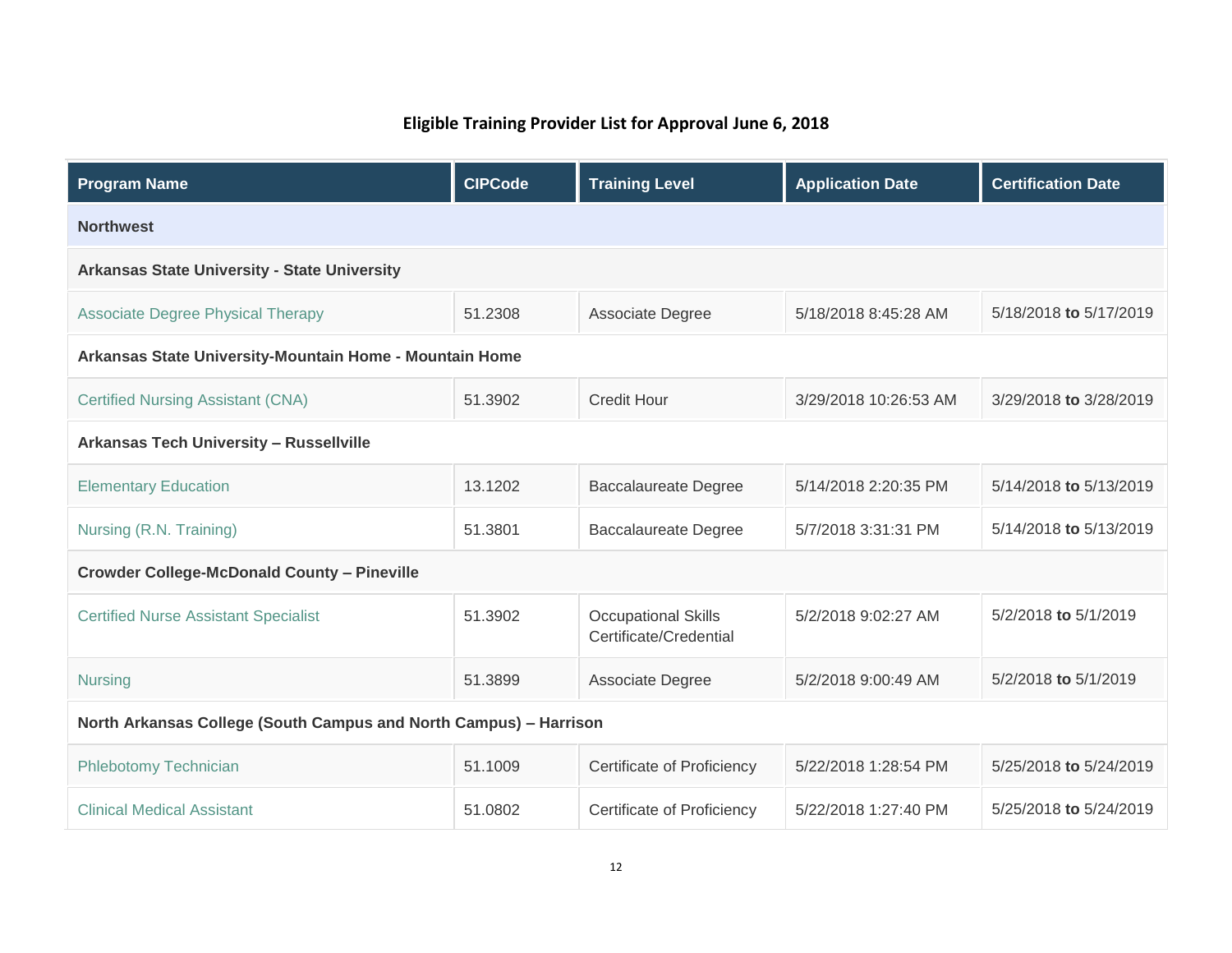## Eligible Training Provider List for Approval June 6, 2018

| Program Name | CIPCode | Training Level | Application Date | Certification Date |
|---|---|---|---|---|
| **Northwest** | | | | |
| **Arkansas State University - State University** | | | | |
| Associate Degree Physical Therapy | 51.2308 | Associate Degree | 5/18/2018 8:45:28 AM | 5/18/2018 **to** 5/17/2019 |
| **Arkansas State University-Mountain Home - Mountain Home** | | | | |
| Certified Nursing Assistant (CNA) | 51.3902 | Credit Hour | 3/29/2018 10:26:53 AM | 3/29/2018 **to** 3/28/2019 |
| **Arkansas Tech University – Russellville** | | | | |
| Elementary Education | 13.1202 | Baccalaureate Degree | 5/14/2018 2:20:35 PM | 5/14/2018 **to** 5/13/2019 |
| Nursing (R.N. Training) | 51.3801 | Baccalaureate Degree | 5/7/2018 3:31:31 PM | 5/14/2018 **to** 5/13/2019 |
| **Crowder College-McDonald County – Pineville** | | | | |
| Certified Nurse Assistant Specialist | 51.3902 | Occupational Skills Certificate/Credential | 5/2/2018 9:02:27 AM | 5/2/2018 **to** 5/1/2019 |
| Nursing | 51.3899 | Associate Degree | 5/2/2018 9:00:49 AM | 5/2/2018 **to** 5/1/2019 |
| **North Arkansas College (South Campus and North Campus) – Harrison** | | | | |
| Phlebotomy Technician | 51.1009 | Certificate of Proficiency | 5/22/2018 1:28:54 PM | 5/25/2018 **to** 5/24/2019 |
| Clinical Medical Assistant | 51.0802 | Certificate of Proficiency | 5/22/2018 1:27:40 PM | 5/25/2018 **to** 5/24/2019 |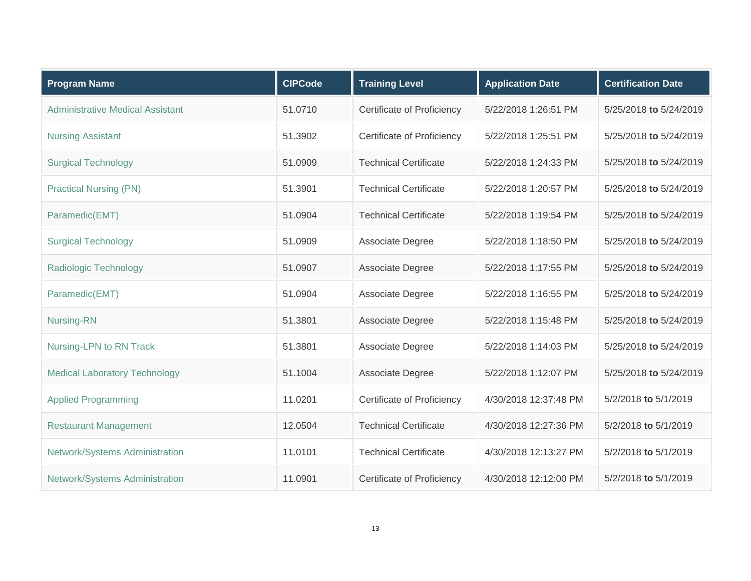| Program Name | CIPCode | Training Level | Application Date | Certification Date |
|---|---|---|---|---|
| Administrative Medical Assistant | 51.0710 | Certificate of Proficiency | 5/22/2018 1:26:51 PM | 5/25/2018 **to** 5/24/2019 |
| Nursing Assistant | 51.3902 | Certificate of Proficiency | 5/22/2018 1:25:51 PM | 5/25/2018 **to** 5/24/2019 |
| Surgical Technology | 51.0909 | Technical Certificate | 5/22/2018 1:24:33 PM | 5/25/2018 **to** 5/24/2019 |
| Practical Nursing (PN) | 51.3901 | Technical Certificate | 5/22/2018 1:20:57 PM | 5/25/2018 **to** 5/24/2019 |
| Paramedic(EMT) | 51.0904 | Technical Certificate | 5/22/2018 1:19:54 PM | 5/25/2018 **to** 5/24/2019 |
| Surgical Technology | 51.0909 | Associate Degree | 5/22/2018 1:18:50 PM | 5/25/2018 **to** 5/24/2019 |
| Radiologic Technology | 51.0907 | Associate Degree | 5/22/2018 1:17:55 PM | 5/25/2018 **to** 5/24/2019 |
| Paramedic(EMT) | 51.0904 | Associate Degree | 5/22/2018 1:16:55 PM | 5/25/2018 **to** 5/24/2019 |
| Nursing-RN | 51.3801 | Associate Degree | 5/22/2018 1:15:48 PM | 5/25/2018 **to** 5/24/2019 |
| Nursing-LPN to RN Track | 51.3801 | Associate Degree | 5/22/2018 1:14:03 PM | 5/25/2018 **to** 5/24/2019 |
| Medical Laboratory Technology | 51.1004 | Associate Degree | 5/22/2018 1:12:07 PM | 5/25/2018 **to** 5/24/2019 |
| Applied Programming | 11.0201 | Certificate of Proficiency | 4/30/2018 12:37:48 PM | 5/2/2018 **to** 5/1/2019 |
| Restaurant Management | 12.0504 | Technical Certificate | 4/30/2018 12:27:36 PM | 5/2/2018 **to** 5/1/2019 |
| Network/Systems Administration | 11.0101 | Technical Certificate | 4/30/2018 12:13:27 PM | 5/2/2018 **to** 5/1/2019 |
| Network/Systems Administration | 11.0901 | Certificate of Proficiency | 4/30/2018 12:12:00 PM | 5/2/2018 **to** 5/1/2019 |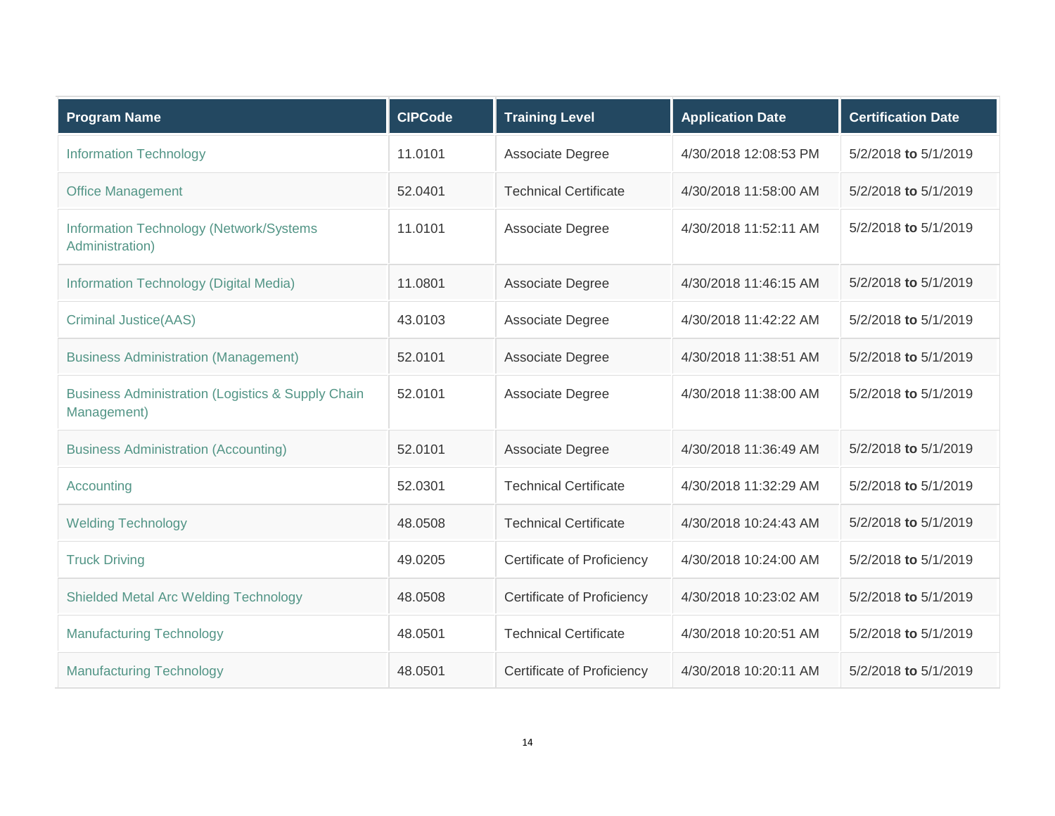| Program Name | CIPCode | Training Level | Application Date | Certification Date |
| --- | --- | --- | --- | --- |
| Information Technology | 11.0101 | Associate Degree | 4/30/2018 12:08:53 PM | 5/2/2018 **to** 5/1/2019 |
| Office Management | 52.0401 | Technical Certificate | 4/30/2018 11:58:00 AM | 5/2/2018 **to** 5/1/2019 |
| Information Technology (Network/Systems Administration) | 11.0101 | Associate Degree | 4/30/2018 11:52:11 AM | 5/2/2018 **to** 5/1/2019 |
| Information Technology (Digital Media) | 11.0801 | Associate Degree | 4/30/2018 11:46:15 AM | 5/2/2018 **to** 5/1/2019 |
| Criminal Justice(AAS) | 43.0103 | Associate Degree | 4/30/2018 11:42:22 AM | 5/2/2018 **to** 5/1/2019 |
| Business Administration (Management) | 52.0101 | Associate Degree | 4/30/2018 11:38:51 AM | 5/2/2018 **to** 5/1/2019 |
| Business Administration (Logistics & Supply Chain Management) | 52.0101 | Associate Degree | 4/30/2018 11:38:00 AM | 5/2/2018 **to** 5/1/2019 |
| Business Administration (Accounting) | 52.0101 | Associate Degree | 4/30/2018 11:36:49 AM | 5/2/2018 **to** 5/1/2019 |
| Accounting | 52.0301 | Technical Certificate | 4/30/2018 11:32:29 AM | 5/2/2018 **to** 5/1/2019 |
| Welding Technology | 48.0508 | Technical Certificate | 4/30/2018 10:24:43 AM | 5/2/2018 **to** 5/1/2019 |
| Truck Driving | 49.0205 | Certificate of Proficiency | 4/30/2018 10:24:00 AM | 5/2/2018 **to** 5/1/2019 |
| Shielded Metal Arc Welding Technology | 48.0508 | Certificate of Proficiency | 4/30/2018 10:23:02 AM | 5/2/2018 **to** 5/1/2019 |
| Manufacturing Technology | 48.0501 | Technical Certificate | 4/30/2018 10:20:51 AM | 5/2/2018 **to** 5/1/2019 |
| Manufacturing Technology | 48.0501 | Certificate of Proficiency | 4/30/2018 10:20:11 AM | 5/2/2018 **to** 5/1/2019 |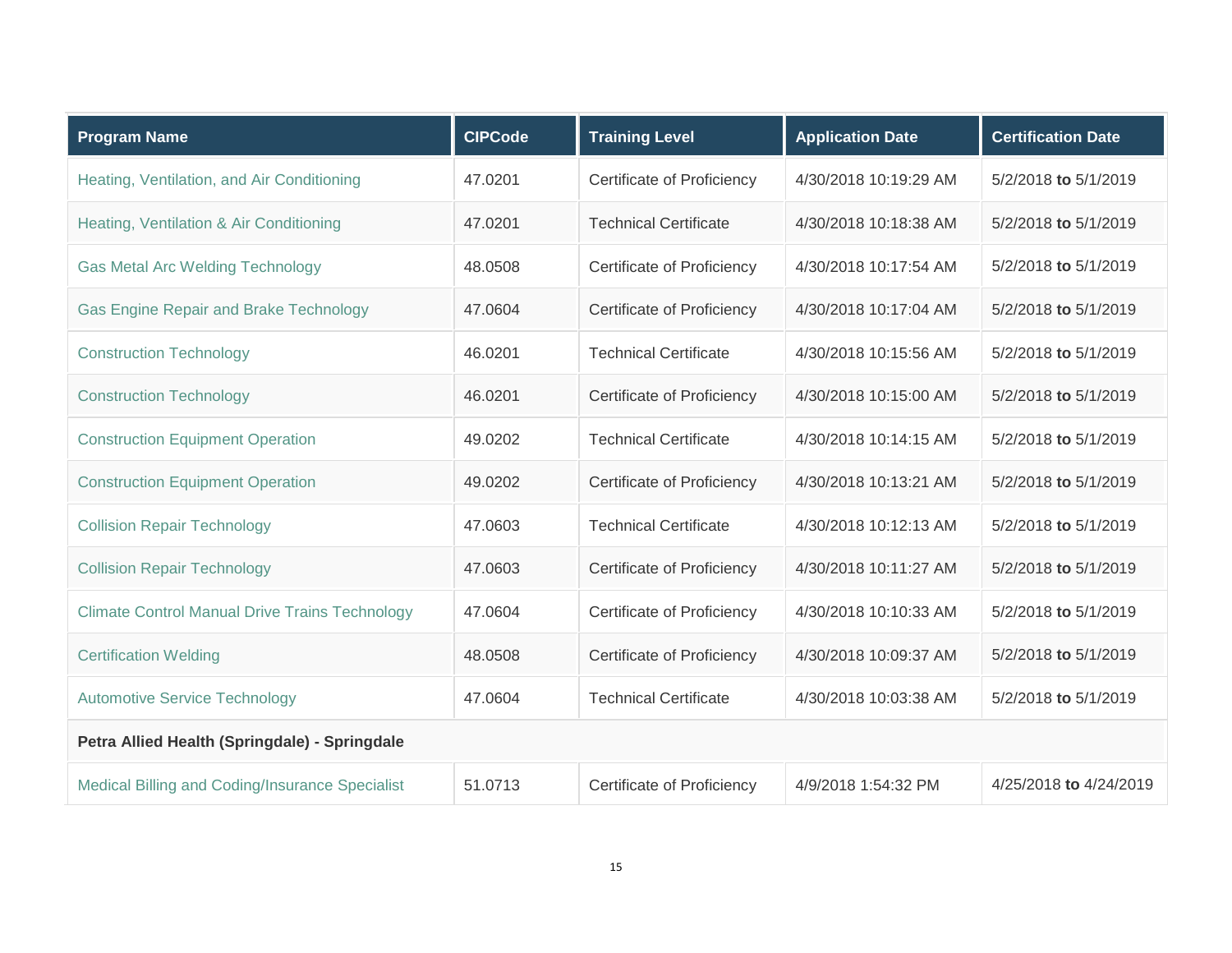| Program Name | CIPCode | Training Level | Application Date | Certification Date |
|---|---|---|---|---|
| Heating, Ventilation, and Air Conditioning | 47.0201 | Certificate of Proficiency | 4/30/2018 10:19:29 AM | 5/2/2018 **to** 5/1/2019 |
| Heating, Ventilation & Air Conditioning | 47.0201 | Technical Certificate | 4/30/2018 10:18:38 AM | 5/2/2018 **to** 5/1/2019 |
| Gas Metal Arc Welding Technology | 48.0508 | Certificate of Proficiency | 4/30/2018 10:17:54 AM | 5/2/2018 **to** 5/1/2019 |
| Gas Engine Repair and Brake Technology | 47.0604 | Certificate of Proficiency | 4/30/2018 10:17:04 AM | 5/2/2018 **to** 5/1/2019 |
| Construction Technology | 46.0201 | Technical Certificate | 4/30/2018 10:15:56 AM | 5/2/2018 **to** 5/1/2019 |
| Construction Technology | 46.0201 | Certificate of Proficiency | 4/30/2018 10:15:00 AM | 5/2/2018 **to** 5/1/2019 |
| Construction Equipment Operation | 49.0202 | Technical Certificate | 4/30/2018 10:14:15 AM | 5/2/2018 **to** 5/1/2019 |
| Construction Equipment Operation | 49.0202 | Certificate of Proficiency | 4/30/2018 10:13:21 AM | 5/2/2018 **to** 5/1/2019 |
| Collision Repair Technology | 47.0603 | Technical Certificate | 4/30/2018 10:12:13 AM | 5/2/2018 **to** 5/1/2019 |
| Collision Repair Technology | 47.0603 | Certificate of Proficiency | 4/30/2018 10:11:27 AM | 5/2/2018 **to** 5/1/2019 |
| Climate Control Manual Drive Trains Technology | 47.0604 | Certificate of Proficiency | 4/30/2018 10:10:33 AM | 5/2/2018 **to** 5/1/2019 |
| Certification Welding | 48.0508 | Certificate of Proficiency | 4/30/2018 10:09:37 AM | 5/2/2018 **to** 5/1/2019 |
| Automotive Service Technology | 47.0604 | Technical Certificate | 4/30/2018 10:03:38 AM | 5/2/2018 **to** 5/1/2019 |
| **Petra Allied Health (Springdale) - Springdale** | | | | |
| Medical Billing and Coding/Insurance Specialist | 51.0713 | Certificate of Proficiency | 4/9/2018 1:54:32 PM | 4/25/2018 **to** 4/24/2019 |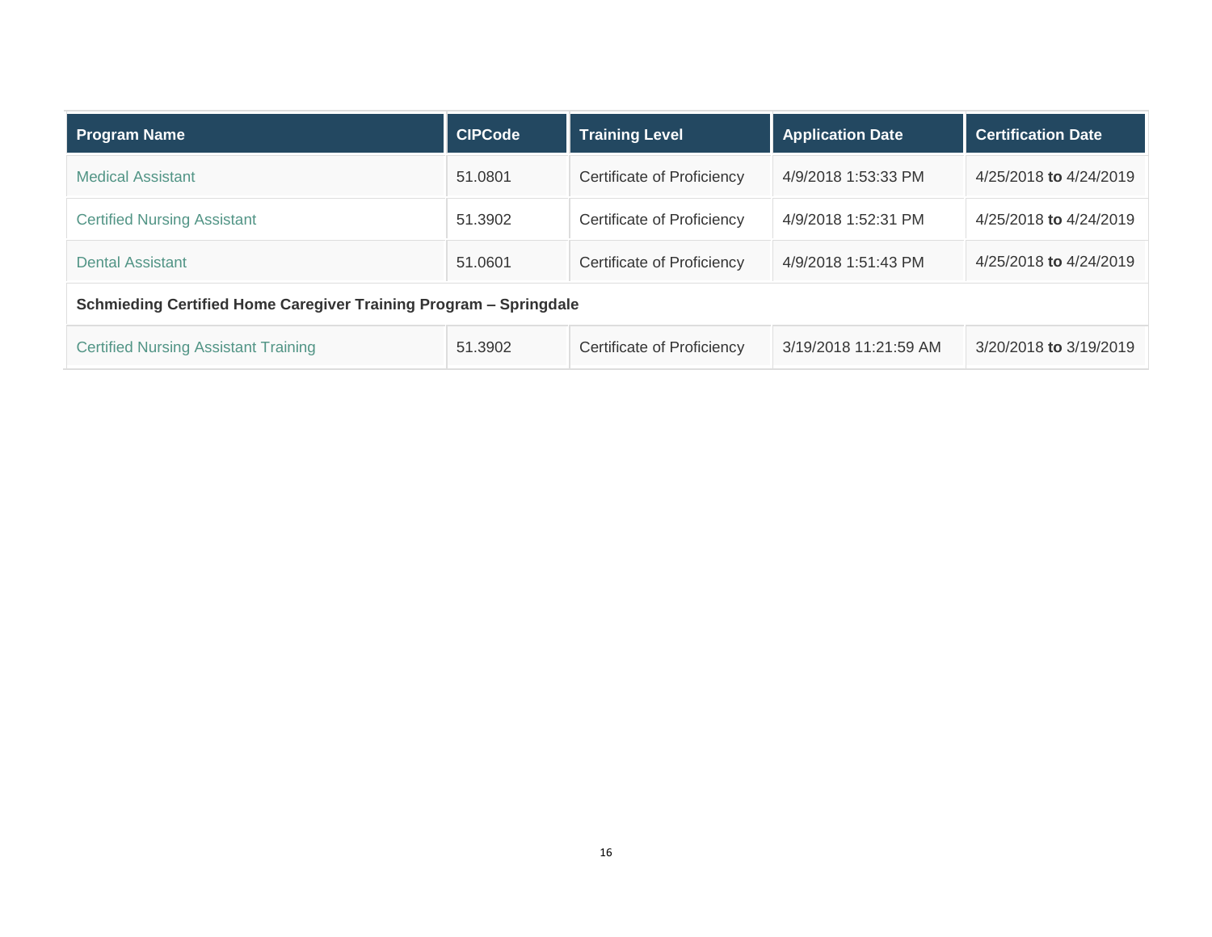| Program Name | CIPCode | Training Level | Application Date | Certification Date |
|---|---|---|---|---|
| Medical Assistant | 51.0801 | Certificate of Proficiency | 4/9/2018 1:53:33 PM | 4/25/2018 **to** 4/24/2019 |
| Certified Nursing Assistant | 51.3902 | Certificate of Proficiency | 4/9/2018 1:52:31 PM | 4/25/2018 **to** 4/24/2019 |
| Dental Assistant | 51.0601 | Certificate of Proficiency | 4/9/2018 1:51:43 PM | 4/25/2018 **to** 4/24/2019 |
| **Schmieding Certified Home Caregiver Training Program – Springdale** | | | | |
| Certified Nursing Assistant Training | 51.3902 | Certificate of Proficiency | 3/19/2018 11:21:59 AM | 3/20/2018 **to** 3/19/2019 |